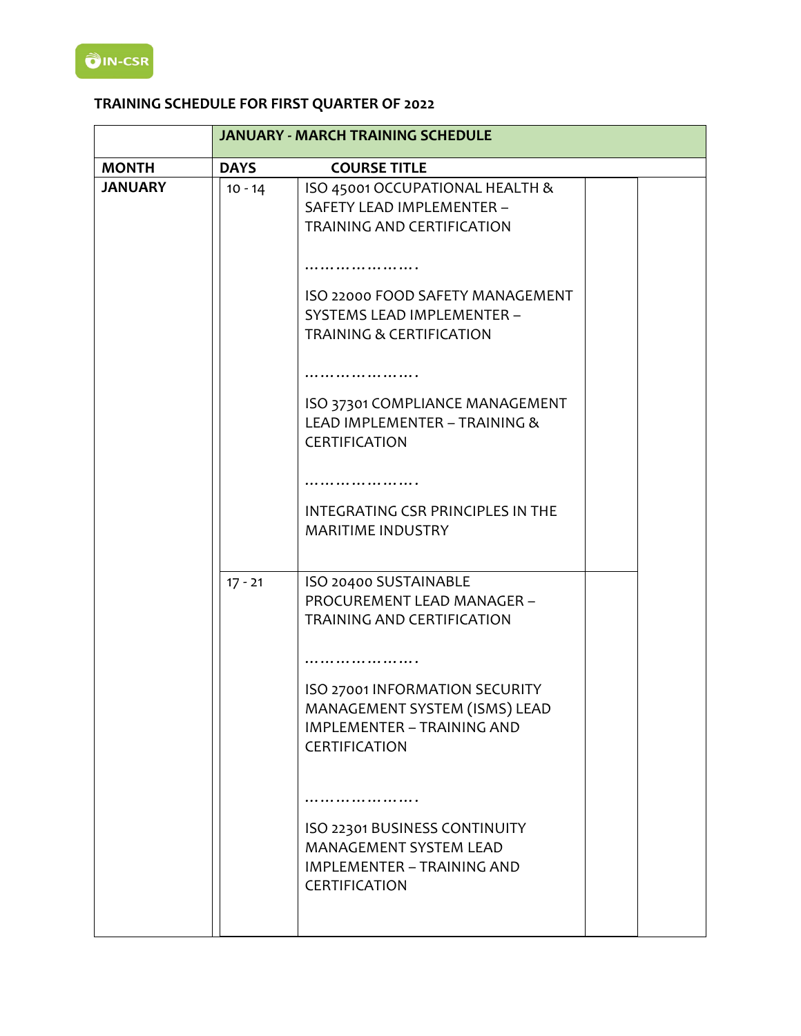## TRAINING SCHEDULE FOR FIRST QUARTER OF 2022

| | JANUARY - MARCH TRAINING SCHEDULE | |
|---|---|---|
| **MONTH** | **DAYS** | **COURSE TITLE** |
| **JANUARY** | 10 - 14 | ISO 45001 OCCUPATIONAL HEALTH & SAFETY LEAD IMPLEMENTER – TRAINING AND CERTIFICATION<br><br>………………….<br><br>ISO 22000 FOOD SAFETY MANAGEMENT SYSTEMS LEAD IMPLEMENTER – TRAINING & CERTIFICATION<br><br>………………….<br><br>ISO 37301 COMPLIANCE MANAGEMENT LEAD IMPLEMENTER – TRAINING & CERTIFICATION<br><br>………………….<br><br>INTEGRATING CSR PRINCIPLES IN THE MARITIME INDUSTRY |
| | 17 - 21 | ISO 20400 SUSTAINABLE PROCUREMENT LEAD MANAGER – TRAINING AND CERTIFICATION<br><br>………………….<br><br>ISO 27001 INFORMATION SECURITY MANAGEMENT SYSTEM (ISMS) LEAD IMPLEMENTER – TRAINING AND CERTIFICATION<br><br>………………….<br><br>ISO 22301 BUSINESS CONTINUITY MANAGEMENT SYSTEM LEAD IMPLEMENTER – TRAINING AND CERTIFICATION |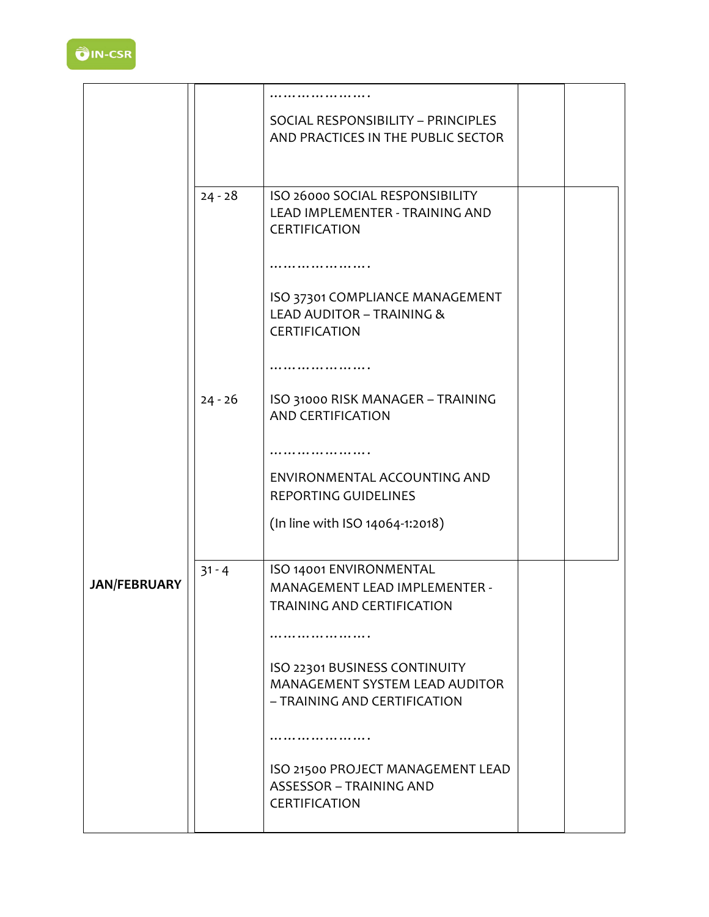| | | | | |
|---|---|---|---|---|
| | | …………………. | | |
| | | SOCIAL RESPONSIBILITY – PRINCIPLES AND PRACTICES IN THE PUBLIC SECTOR | | |
| | 24 - 28 | ISO 26000 SOCIAL RESPONSIBILITY LEAD IMPLEMENTER - TRAINING AND CERTIFICATION | | |
| | | …………………. | | |
| | | ISO 37301 COMPLIANCE MANAGEMENT LEAD AUDITOR – TRAINING & CERTIFICATION | | |
| | | …………………. | | |
| | 24 - 26 | ISO 31000 RISK MANAGER – TRAINING AND CERTIFICATION | | |
| | | …………………. | | |
| | | ENVIRONMENTAL ACCOUNTING AND REPORTING GUIDELINES<br><br>(In line with ISO 14064-1:2018) | | |
| **JAN/FEBRUARY** | 31 - 4 | ISO 14001 ENVIRONMENTAL MANAGEMENT LEAD IMPLEMENTER - TRAINING AND CERTIFICATION | | |
| | | …………………. | | |
| | | ISO 22301 BUSINESS CONTINUITY MANAGEMENT SYSTEM LEAD AUDITOR – TRAINING AND CERTIFICATION | | |
| | | …………………. | | |
| | | ISO 21500 PROJECT MANAGEMENT LEAD ASSESSOR – TRAINING AND CERTIFICATION | | |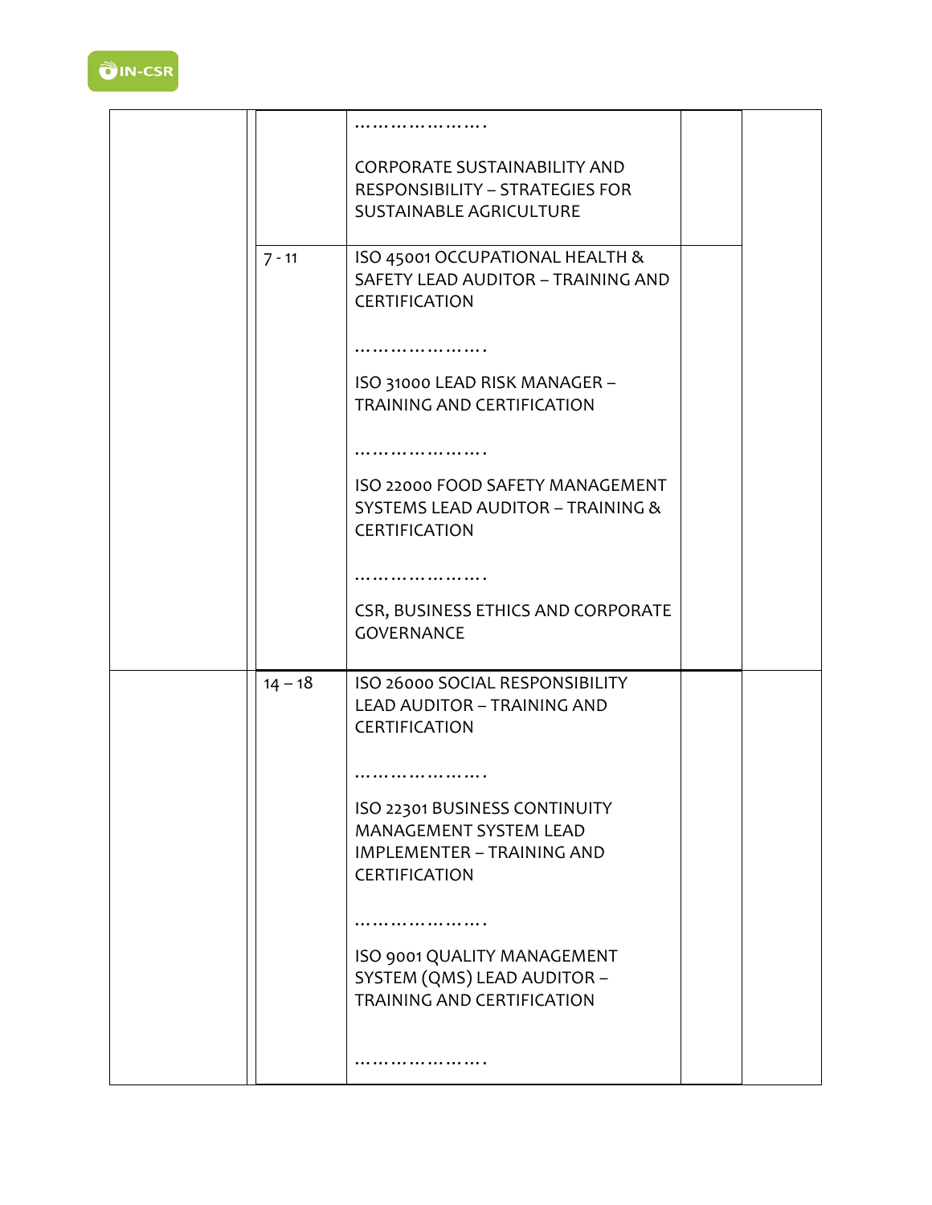| | | | | |
|---|---|---|---|---|
| | | …………………. CORPORATE SUSTAINABILITY AND RESPONSIBILITY – STRATEGIES FOR SUSTAINABLE AGRICULTURE | | |
| | 7 - 11 | ISO 45001 OCCUPATIONAL HEALTH & SAFETY LEAD AUDITOR – TRAINING AND CERTIFICATION …………………. ISO 31000 LEAD RISK MANAGER – TRAINING AND CERTIFICATION …………………. ISO 22000 FOOD SAFETY MANAGEMENT SYSTEMS LEAD AUDITOR – TRAINING & CERTIFICATION …………………. CSR, BUSINESS ETHICS AND CORPORATE GOVERNANCE | | |
| | 14 – 18 | ISO 26000 SOCIAL RESPONSIBILITY LEAD AUDITOR – TRAINING AND CERTIFICATION …………………. ISO 22301 BUSINESS CONTINUITY MANAGEMENT SYSTEM LEAD IMPLEMENTER – TRAINING AND CERTIFICATION …………………. ISO 9001 QUALITY MANAGEMENT SYSTEM (QMS) LEAD AUDITOR – TRAINING AND CERTIFICATION …………………. | | |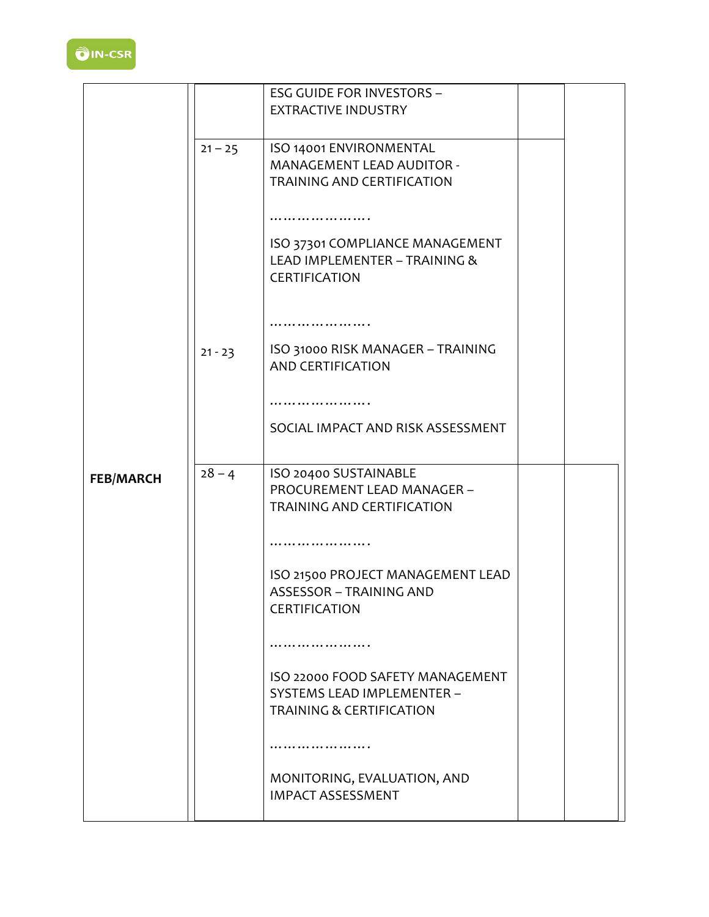| | | | | |
|---|---|---|---|---|
| | | ESG GUIDE FOR INVESTORS – EXTRACTIVE INDUSTRY | | |
| | 21 – 25 | ISO 14001 ENVIRONMENTAL MANAGEMENT LEAD AUDITOR - TRAINING AND CERTIFICATION<br><br>………………….<br><br>ISO 37301 COMPLIANCE MANAGEMENT LEAD IMPLEMENTER – TRAINING & CERTIFICATION<br><br>…………………. | | |
| | 21 - 23 | ISO 31000 RISK MANAGER – TRAINING AND CERTIFICATION<br><br>………………….<br><br>SOCIAL IMPACT AND RISK ASSESSMENT | | |
| **FEB/MARCH** | 28 – 4 | ISO 20400 SUSTAINABLE PROCUREMENT LEAD MANAGER – TRAINING AND CERTIFICATION<br><br>………………….<br><br>ISO 21500 PROJECT MANAGEMENT LEAD ASSESSOR – TRAINING AND CERTIFICATION<br><br>………………….<br><br>ISO 22000 FOOD SAFETY MANAGEMENT SYSTEMS LEAD IMPLEMENTER – TRAINING & CERTIFICATION<br><br>………………….<br><br>MONITORING, EVALUATION, AND IMPACT ASSESSMENT | | |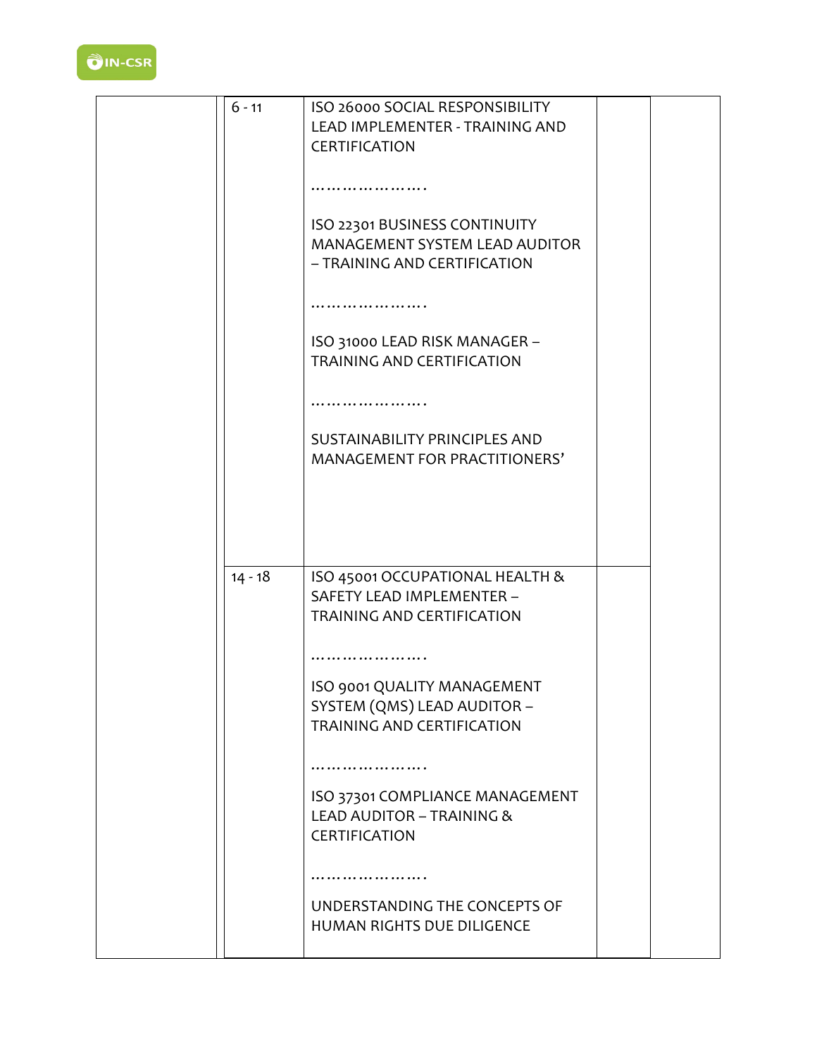|  | 6 - 11 | ISO 26000 SOCIAL RESPONSIBILITY LEAD IMPLEMENTER - TRAINING AND CERTIFICATION<br><br>…………………<br><br>ISO 22301 BUSINESS CONTINUITY MANAGEMENT SYSTEM LEAD AUDITOR – TRAINING AND CERTIFICATION<br><br>…………………<br><br>ISO 31000 LEAD RISK MANAGER – TRAINING AND CERTIFICATION<br><br>…………………<br><br>SUSTAINABILITY PRINCIPLES AND MANAGEMENT FOR PRACTITIONERS' |  |  |
|---|---|---|---|---|
|  | 14 - 18 | ISO 45001 OCCUPATIONAL HEALTH & SAFETY LEAD IMPLEMENTER – TRAINING AND CERTIFICATION<br><br>…………………<br><br>ISO 9001 QUALITY MANAGEMENT SYSTEM (QMS) LEAD AUDITOR – TRAINING AND CERTIFICATION<br><br>…………………<br><br>ISO 37301 COMPLIANCE MANAGEMENT LEAD AUDITOR – TRAINING & CERTIFICATION<br><br>…………………<br><br>UNDERSTANDING THE CONCEPTS OF HUMAN RIGHTS DUE DILIGENCE |  |  |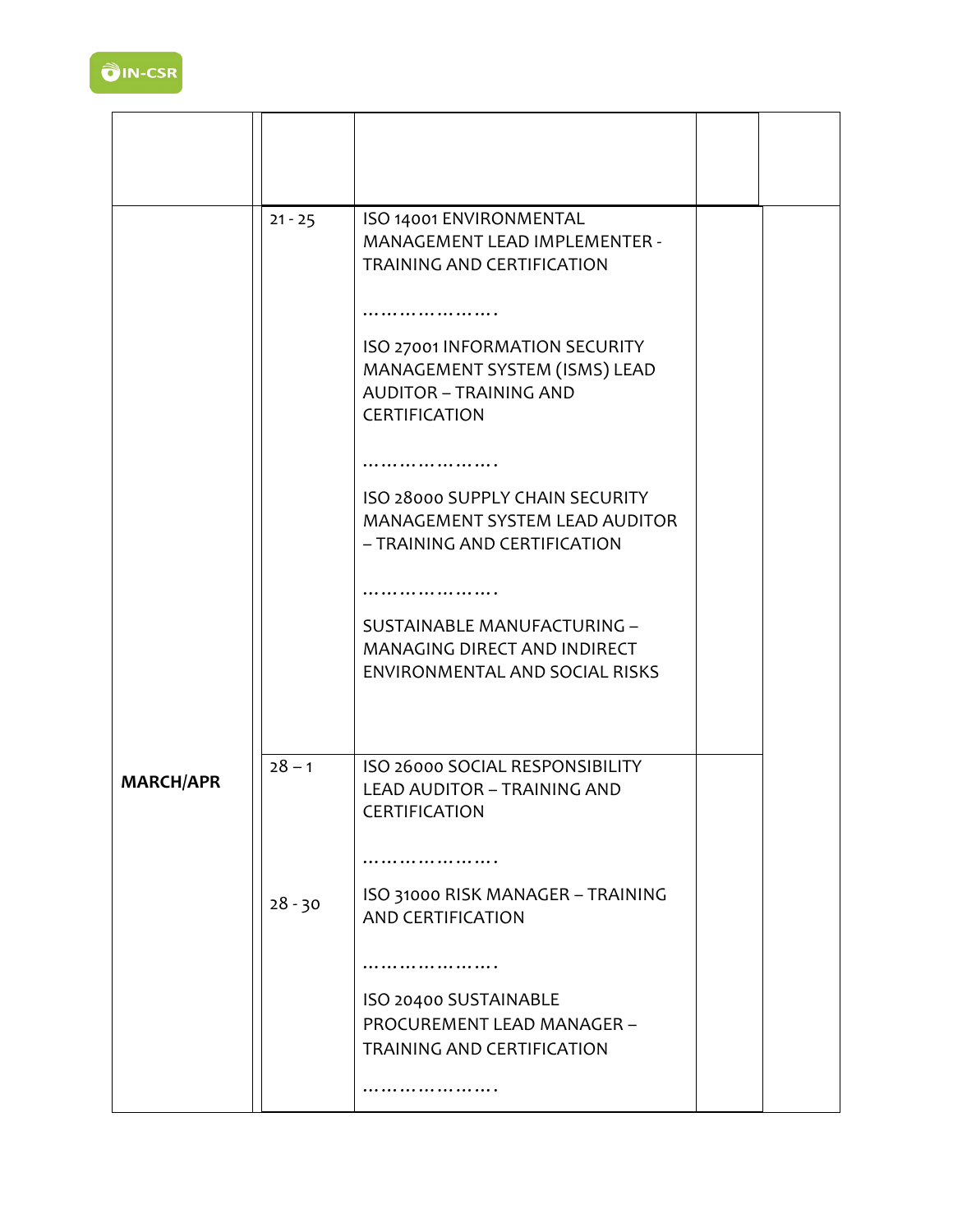| | | | | |
|---|---|---|---|---|
| | | | | |
| | 21 - 25 | ISO 14001 ENVIRONMENTAL MANAGEMENT LEAD IMPLEMENTER - TRAINING AND CERTIFICATION<br><br>…………………<br><br>ISO 27001 INFORMATION SECURITY MANAGEMENT SYSTEM (ISMS) LEAD AUDITOR – TRAINING AND CERTIFICATION<br><br>…………………<br><br>ISO 28000 SUPPLY CHAIN SECURITY MANAGEMENT SYSTEM LEAD AUDITOR – TRAINING AND CERTIFICATION<br><br>…………………<br><br>SUSTAINABLE MANUFACTURING – MANAGING DIRECT AND INDIRECT ENVIRONMENTAL AND SOCIAL RISKS | | |
| **MARCH/APR** | 28 – 1<br><br><br>28 - 30 | ISO 26000 SOCIAL RESPONSIBILITY LEAD AUDITOR – TRAINING AND CERTIFICATION<br><br>…………………<br><br>ISO 31000 RISK MANAGER – TRAINING AND CERTIFICATION<br><br>…………………<br><br>ISO 20400 SUSTAINABLE PROCUREMENT LEAD MANAGER – TRAINING AND CERTIFICATION<br><br>………………… | | |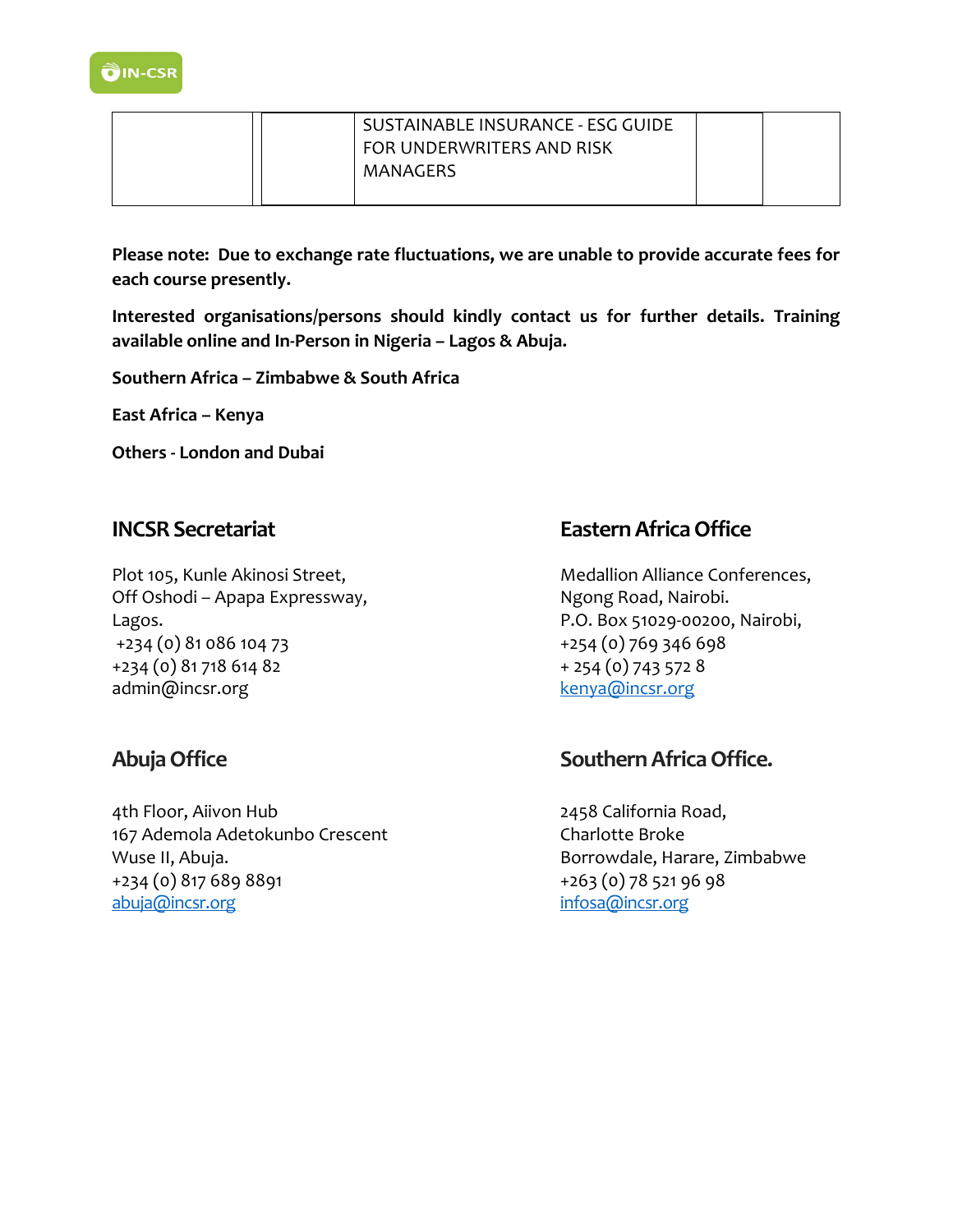| | | | | |
|---|---|---|---|---|
| | | SUSTAINABLE INSURANCE - ESG GUIDE FOR UNDERWRITERS AND RISK MANAGERS | | |

**Please note: Due to exchange rate fluctuations, we are unable to provide accurate fees for each course presently.**

**Interested organisations/persons should kindly contact us for further details. Training available online and In-Person in Nigeria – Lagos & Abuja.**

**Southern Africa – Zimbabwe & South Africa**

**East Africa – Kenya**

**Others - London and Dubai**

## INCSR Secretariat

Plot 105, Kunle Akinosi Street,
Off Oshodi – Apapa Expressway,
Lagos.
+234 (0) 81 086 104 73
+234 (0) 81 718 614 82
admin@incsr.org

## Eastern Africa Office

Medallion Alliance Conferences,
Ngong Road, Nairobi.
P.O. Box 51029-00200, Nairobi,
+254 (0) 769 346 698
+ 254 (0) 743 572 8
kenya@incsr.org

## Abuja Office

4th Floor, Aiivon Hub
167 Ademola Adetokunbo Crescent
Wuse II, Abuja.
+234 (0) 817 689 8891
abuja@incsr.org

## Southern Africa Office.

2458 California Road,
Charlotte Broke
Borrowdale, Harare, Zimbabwe
+263 (0) 78 521 96 98
infosa@incsr.org